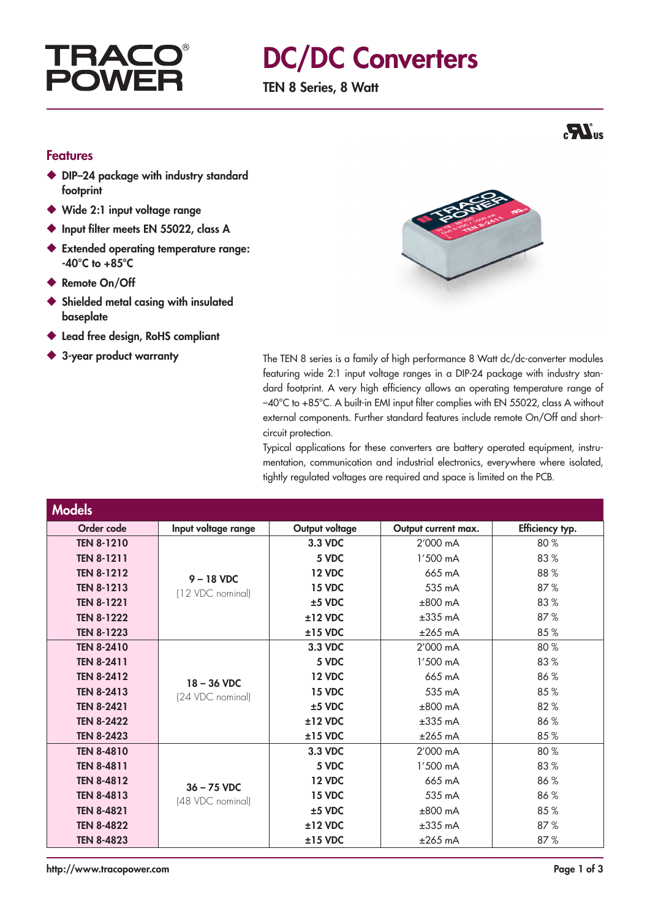# TRACO POWER

# DC/DC Converters

**TEN 8 Series, 8 Watt**

## Features

- DIP–24 package with industry standard footprint
- Wide 2:1 input voltage range
- Input filter meets EN 55022, class A
- Extended operating temperature range: -40°C to +85°C
- Remote On/Off
- Shielded metal casing with insulated baseplate
- Lead free design, RoHS compliant
- 3-year product warranty

The TEN 8 series is a family of high performance 8 Watt dc/dc-converter modules featuring wide 2:1 input voltage ranges in a DIP-24 package with industry standard footprint. A very high efficiency allows an operating temperature range of –40°C to +85°C. A built-in EMI input filter complies with EN 55022, class A without external components. Further standard features include remote On/Off and short-circuit protection.

Typical applications for these converters are battery operated equipment, instrumentation, communication and industrial electronics, everywhere where isolated, tightly regulated voltages are required and space is limited on the PCB.

## Models

| Order code | Input voltage range | Output voltage | Output current max. | Efficiency typ. |
|---|---|---|---|---|
| TEN 8-1210 | 9 – 18 VDC (12 VDC nominal) | 3.3 VDC | 2'000 mA | 80 % |
| TEN 8-1211 | | 5 VDC | 1'500 mA | 83 % |
| TEN 8-1212 | | 12 VDC | 665 mA | 88 % |
| TEN 8-1213 | | 15 VDC | 535 mA | 87 % |
| TEN 8-1221 | | ±5 VDC | ±800 mA | 83 % |
| TEN 8-1222 | | ±12 VDC | ±335 mA | 87 % |
| TEN 8-1223 | | ±15 VDC | ±265 mA | 85 % |
| TEN 8-2410 | 18 – 36 VDC (24 VDC nominal) | 3.3 VDC | 2'000 mA | 80 % |
| TEN 8-2411 | | 5 VDC | 1'500 mA | 83 % |
| TEN 8-2412 | | 12 VDC | 665 mA | 86 % |
| TEN 8-2413 | | 15 VDC | 535 mA | 85 % |
| TEN 8-2421 | | ±5 VDC | ±800 mA | 82 % |
| TEN 8-2422 | | ±12 VDC | ±335 mA | 86 % |
| TEN 8-2423 | | ±15 VDC | ±265 mA | 85 % |
| TEN 8-4810 | 36 – 75 VDC (48 VDC nominal) | 3.3 VDC | 2'000 mA | 80 % |
| TEN 8-4811 | | 5 VDC | 1'500 mA | 83 % |
| TEN 8-4812 | | 12 VDC | 665 mA | 86 % |
| TEN 8-4813 | | 15 VDC | 535 mA | 86 % |
| TEN 8-4821 | | ±5 VDC | ±800 mA | 85 % |
| TEN 8-4822 | | ±12 VDC | ±335 mA | 87 % |
| TEN 8-4823 | | ±15 VDC | ±265 mA | 87 % |

http://www.tracopower.com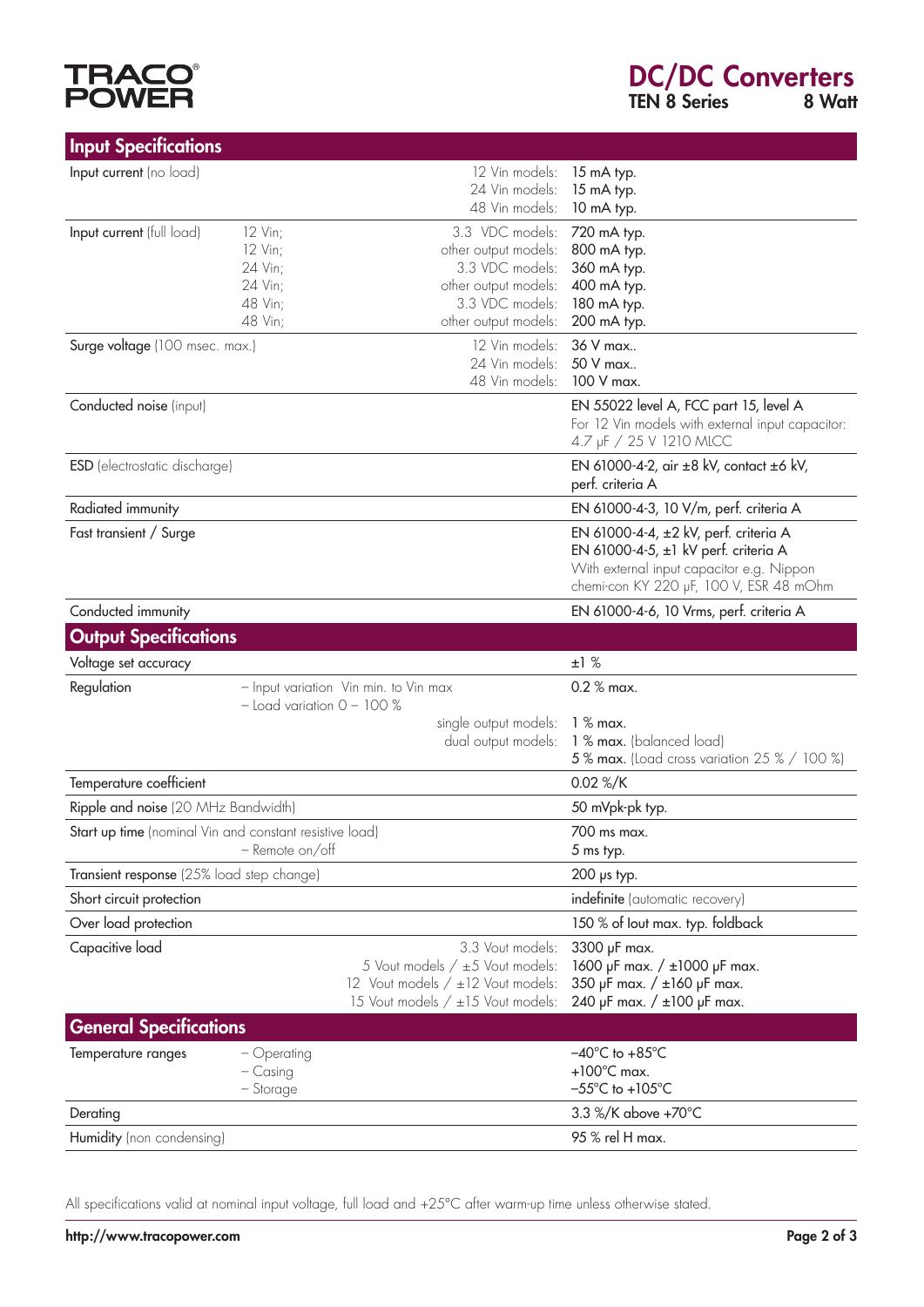## Input Specifications

| | | | |
|---|---|---|---|
| **Input current** (no load) | | 12 Vin models:<br>24 Vin models:<br>48 Vin models: | 15 mA typ.<br>15 mA typ.<br>10 mA typ. |
| **Input current** (full load) | 12 Vin;<br>12 Vin;<br>24 Vin;<br>24 Vin;<br>48 Vin;<br>48 Vin; | 3.3 VDC models:<br>other output models:<br>3.3 VDC models:<br>other output models:<br>3.3 VDC models:<br>other output models: | 720 mA typ.<br>800 mA typ.<br>360 mA typ.<br>400 mA typ.<br>180 mA typ.<br>200 mA typ. |
| **Surge voltage** (100 msec. max.) | | 12 Vin models:<br>24 Vin models:<br>48 Vin models: | 36 V max..<br>50 V max..<br>100 V max. |
| **Conducted noise** (input) | | | EN 55022 level A, FCC part 15, level A<br>For 12 Vin models with external input capacitor: 4.7 µF / 25 V 1210 MLCC |
| **ESD** (electrostatic discharge) | | | EN 61000-4-2, air ±8 kV, contact ±6 kV, perf. criteria A |
| **Radiated immunity** | | | EN 61000-4-3, 10 V/m, perf. criteria A |
| **Fast transient / Surge** | | | EN 61000-4-4, ±2 kV, perf. criteria A<br>EN 61000-4-5, ±1 kV perf. criteria A<br>With external input capacitor e.g. Nippon chemi-con KY 220 µF, 100 V, ESR 48 mOhm |
| **Conducted immunity** | | | EN 61000-4-6, 10 Vrms, perf. criteria A |

## Output Specifications

| | | | |
|---|---|---|---|
| **Voltage set accuracy** | | | ±1 % |
| **Regulation** | – Input variation Vin min. to Vin max<br>– Load variation 0 – 100 % | <br><br>single output models:<br>dual output models: | 0.2 % max.<br><br>1 % max.<br>1 % **max.** (balanced load)<br>5 % **max.** (Load cross variation 25 % / 100 %) |
| **Temperature coefficient** | | | 0.02 %/K |
| **Ripple and noise** (20 MHz Bandwidth) | | | 50 mVpk-pk typ. |
| **Start up time** (nominal Vin and constant resistive load) | – Remote on/off | | 700 ms max.<br>5 ms typ. |
| **Transient response** (25% load step change) | | | 200 µs typ. |
| **Short circuit protection** | | | **indefinite** (automatic recovery) |
| **Over load protection** | | | 150 % of Iout max. typ. foldback |
| **Capacitive load** | | 3.3 Vout models:<br>5 Vout models / ±5 Vout models:<br>12 Vout models / ±12 Vout models:<br>15 Vout models / ±15 Vout models: | 3300 µF max.<br>1600 µF max. / ±1000 µF max.<br>350 µF max. / ±160 µF max.<br>240 µF max. / ±100 µF max. |

## General Specifications

| | | | |
|---|---|---|---|
| **Temperature ranges** | – Operating<br>– Casing<br>– Storage | | –40°C to +85°C<br>+100°C max.<br>–55°C to +105°C |
| **Derating** | | | 3.3 %/K above +70°C |
| **Humidity** (non condensing) | | | 95 % rel H max. |

All specifications valid at nominal input voltage, full load and +25°C after warm-up time unless otherwise stated.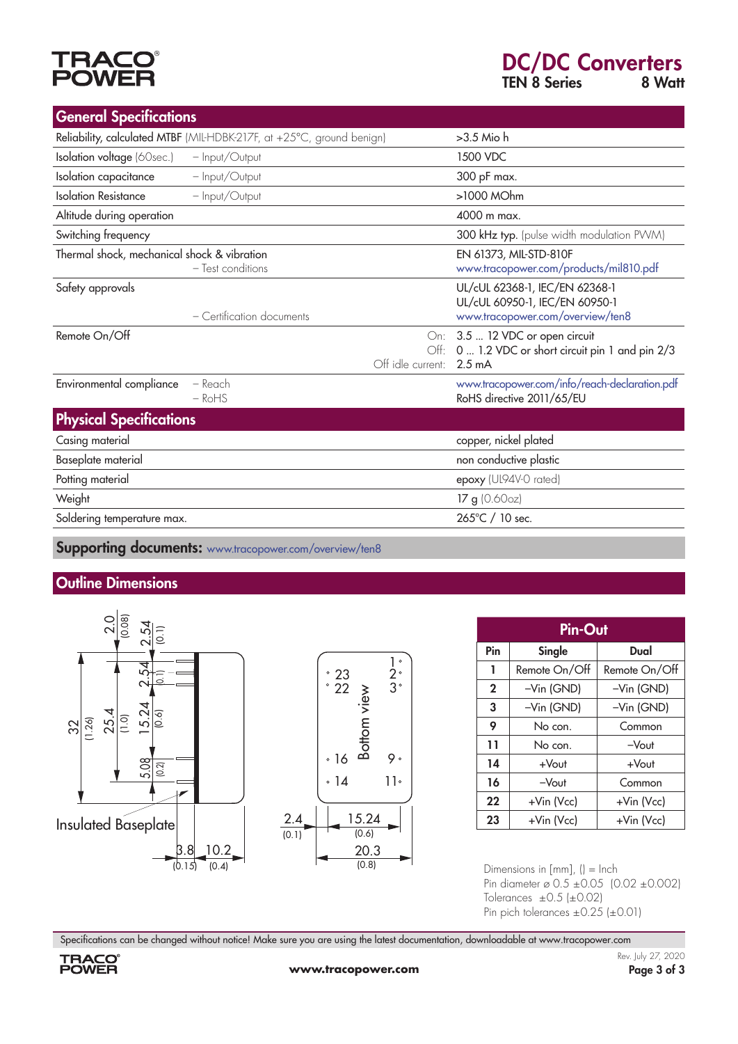# DC/DC Converters

TEN 8 Series 8 Watt

## General Specifications

| | | |
|---|---|---|
| Reliability, calculated MTBF (MIL-HDBK-217F, at +25°C, ground benign) | | >3.5 Mio h |
| Isolation voltage (60sec.) | – Input/Output | 1500 VDC |
| Isolation capacitance | – Input/Output | 300 pF max. |
| Isolation Resistance | – Input/Output | >1000 MOhm |
| Altitude during operation | | 4000 m max. |
| Switching frequency | | 300 kHz typ. (pulse width modulation PWM) |
| Thermal shock, mechanical shock & vibration | – Test conditions | EN 61373, MIL-STD-810F<br>www.tracopower.com/products/mil810.pdf |
| Safety approvals | – Certification documents | UL/cUL 62368-1, IEC/EN 62368-1<br>UL/cUL 60950-1, IEC/EN 60950-1<br>www.tracopower.com/overview/ten8 |
| Remote On/Off | On:<br>Off:<br>Off idle current: | 3.5 ... 12 VDC or open circuit<br>0 ... 1.2 VDC or short circuit pin 1 and pin 2/3<br>2.5 mA |
| Environmental compliance | – Reach<br>– RoHS | www.tracopower.com/info/reach-declaration.pdf<br>RoHS directive 2011/65/EU |

## Physical Specifications

| | |
|---|---|
| Casing material | copper, nickel plated |
| Baseplate material | non conductive plastic |
| Potting material | epoxy (UL94V-0 rated) |
| Weight | 17 g (0.60oz) |
| Soldering temperature max. | 265°C / 10 sec. |

**Supporting documents:** www.tracopower.com/overview/ten8

## Outline Dimensions

2.0 (0.08)
2.54 (0.1)
2.54 (0.1)
32 (1.26)
25.4 (1.0)
15.24 (0.6)
5.08 (0.2)
Insulated Baseplate
3.8 (0.15)
10.2 (0.4)

1 2 3 23 22 16 14 9 11
Bottom view
2.4 (0.1)
15.24 (0.6)
20.3 (0.8)

| Pin-Out | | |
|---|---|---|
| **Pin** | **Single** | **Dual** |
| **1** | Remote On/Off | Remote On/Off |
| **2** | –Vin (GND) | –Vin (GND) |
| **3** | –Vin (GND) | –Vin (GND) |
| **9** | No con. | Common |
| **11** | No con. | –Vout |
| **14** | +Vout | +Vout |
| **16** | –Vout | Common |
| **22** | +Vin (Vcc) | +Vin (Vcc) |
| **23** | +Vin (Vcc) | +Vin (Vcc) |

Dimensions in [mm], () = Inch
Pin diameter ⌀ 0.5 ±0.05 (0.02 ±0.002)
Tolerances ±0.5 (±0.02)
Pin pich tolerances ±0.25 (±0.01)

Specifications can be changed without notice! Make sure you are using the latest documentation, downloadable at www.tracopower.com

Rev. July 27, 2020